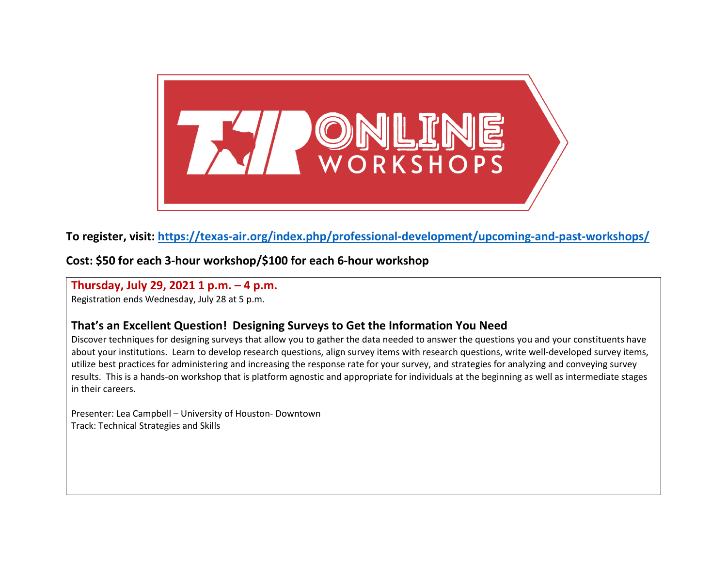TAIR ONLINE WORKSHOPS

**To register, visit: https://texas-air.org/index.php/professional-development/upcoming-and-past-workshops/**

**Cost: $50 for each 3-hour workshop/$100 for each 6-hour workshop**

**Thursday, July 29, 2021 1 p.m. – 4 p.m.**

Registration ends Wednesday, July 28 at 5 p.m.

### That's an Excellent Question! Designing Surveys to Get the Information You Need

Discover techniques for designing surveys that allow you to gather the data needed to answer the questions you and your constituents have about your institutions. Learn to develop research questions, align survey items with research questions, write well-developed survey items, utilize best practices for administering and increasing the response rate for your survey, and strategies for analyzing and conveying survey results. This is a hands-on workshop that is platform agnostic and appropriate for individuals at the beginning as well as intermediate stages in their careers.

Presenter: Lea Campbell – University of Houston- Downtown
Track: Technical Strategies and Skills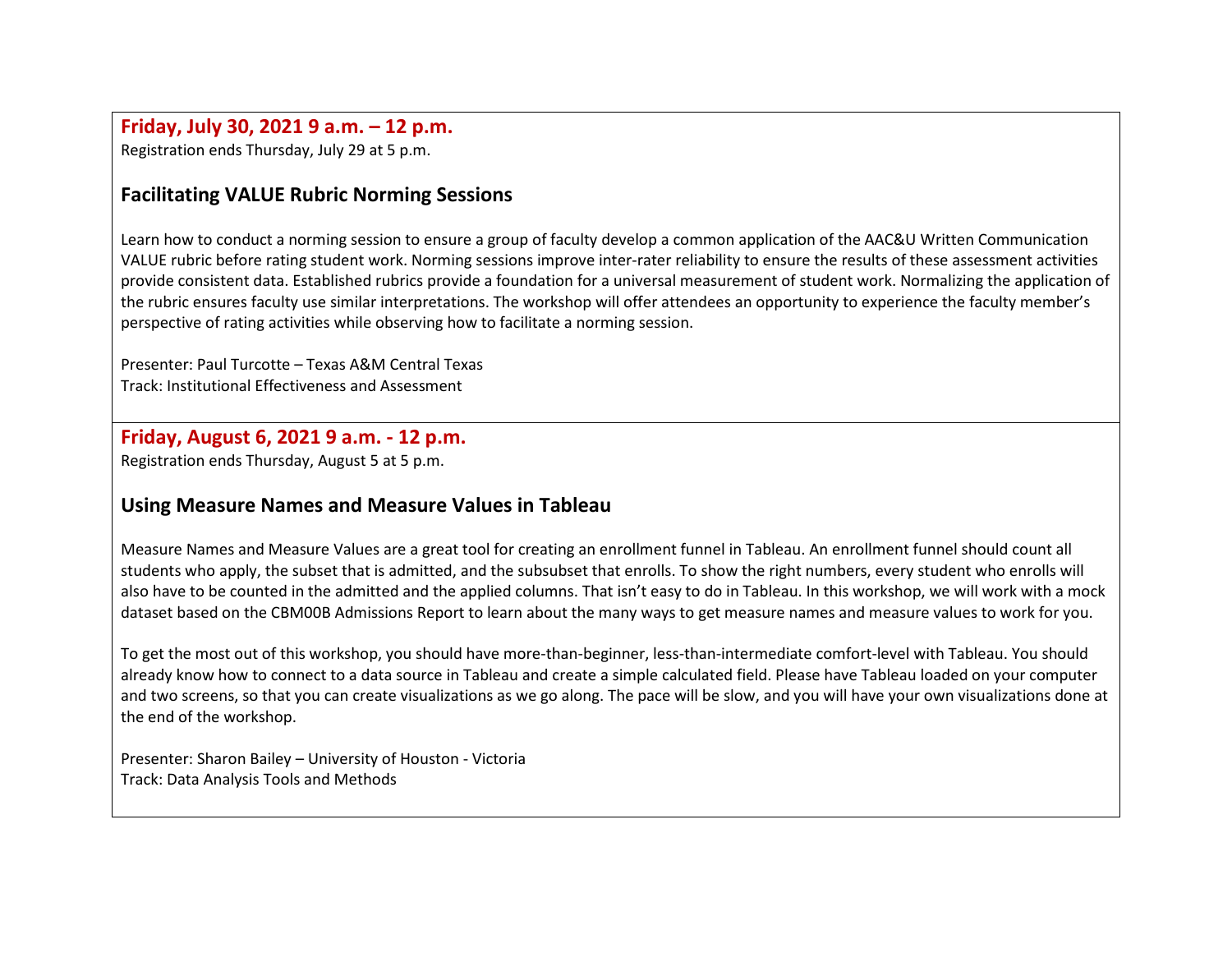**Friday, July 30, 2021 9 a.m. – 12 p.m.**
Registration ends Thursday, July 29 at 5 p.m.

### Facilitating VALUE Rubric Norming Sessions

Learn how to conduct a norming session to ensure a group of faculty develop a common application of the AAC&U Written Communication VALUE rubric before rating student work. Norming sessions improve inter-rater reliability to ensure the results of these assessment activities provide consistent data. Established rubrics provide a foundation for a universal measurement of student work. Normalizing the application of the rubric ensures faculty use similar interpretations. The workshop will offer attendees an opportunity to experience the faculty member's perspective of rating activities while observing how to facilitate a norming session.

Presenter: Paul Turcotte – Texas A&M Central Texas
Track: Institutional Effectiveness and Assessment

---

**Friday, August 6, 2021 9 a.m. - 12 p.m.**
Registration ends Thursday, August 5 at 5 p.m.

### Using Measure Names and Measure Values in Tableau

Measure Names and Measure Values are a great tool for creating an enrollment funnel in Tableau. An enrollment funnel should count all students who apply, the subset that is admitted, and the subsubset that enrolls. To show the right numbers, every student who enrolls will also have to be counted in the admitted and the applied columns. That isn't easy to do in Tableau. In this workshop, we will work with a mock dataset based on the CBM00B Admissions Report to learn about the many ways to get measure names and measure values to work for you.

To get the most out of this workshop, you should have more-than-beginner, less-than-intermediate comfort-level with Tableau. You should already know how to connect to a data source in Tableau and create a simple calculated field. Please have Tableau loaded on your computer and two screens, so that you can create visualizations as we go along. The pace will be slow, and you will have your own visualizations done at the end of the workshop.

Presenter: Sharon Bailey – University of Houston - Victoria
Track: Data Analysis Tools and Methods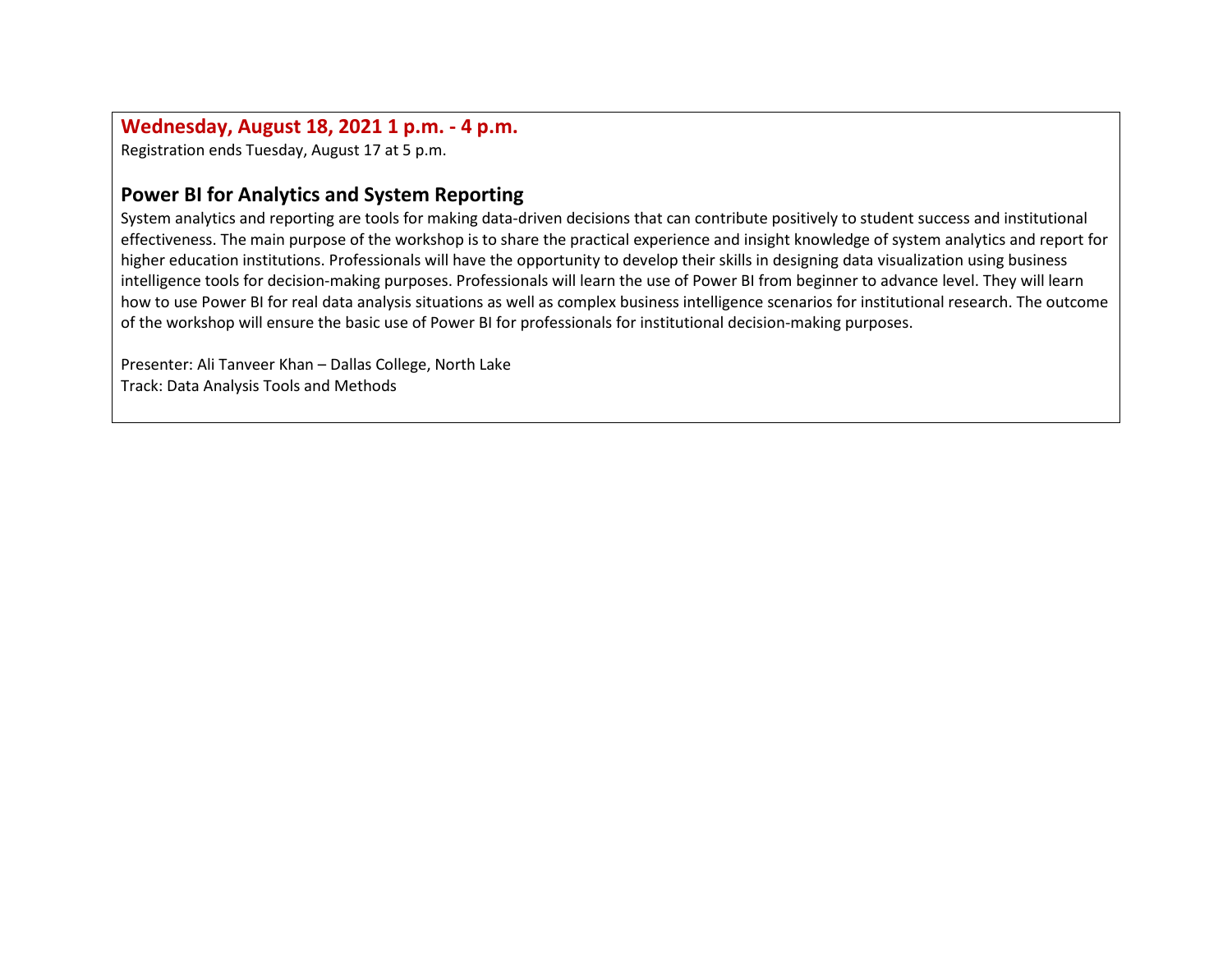**Wednesday, August 18, 2021 1 p.m. - 4 p.m.**

Registration ends Tuesday, August 17 at 5 p.m.

## Power BI for Analytics and System Reporting

System analytics and reporting are tools for making data-driven decisions that can contribute positively to student success and institutional effectiveness. The main purpose of the workshop is to share the practical experience and insight knowledge of system analytics and report for higher education institutions. Professionals will have the opportunity to develop their skills in designing data visualization using business intelligence tools for decision-making purposes. Professionals will learn the use of Power BI from beginner to advance level. They will learn how to use Power BI for real data analysis situations as well as complex business intelligence scenarios for institutional research. The outcome of the workshop will ensure the basic use of Power BI for professionals for institutional decision-making purposes.

Presenter: Ali Tanveer Khan – Dallas College, North Lake
Track: Data Analysis Tools and Methods